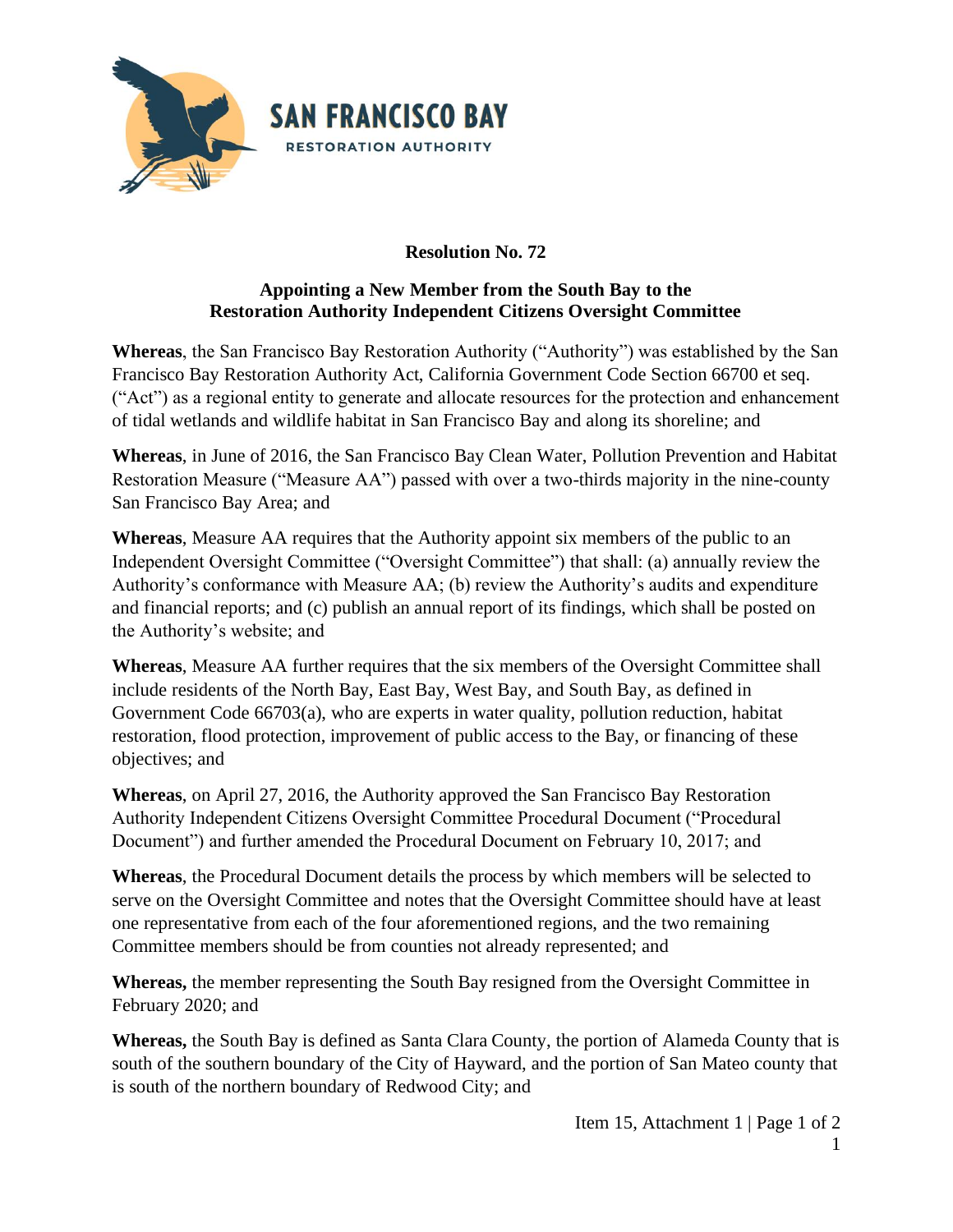SAN FRANCISCO BAY

RESTORATION AUTHORITY

**Resolution No. 72**

**Appointing a New Member from the South Bay to the Restoration Authority Independent Citizens Oversight Committee**

**Whereas**, the San Francisco Bay Restoration Authority ("Authority") was established by the San Francisco Bay Restoration Authority Act, California Government Code Section 66700 et seq. ("Act") as a regional entity to generate and allocate resources for the protection and enhancement of tidal wetlands and wildlife habitat in San Francisco Bay and along its shoreline; and

**Whereas**, in June of 2016, the San Francisco Bay Clean Water, Pollution Prevention and Habitat Restoration Measure ("Measure AA") passed with over a two-thirds majority in the nine-county San Francisco Bay Area; and

**Whereas**, Measure AA requires that the Authority appoint six members of the public to an Independent Oversight Committee ("Oversight Committee") that shall: (a) annually review the Authority's conformance with Measure AA; (b) review the Authority's audits and expenditure and financial reports; and (c) publish an annual report of its findings, which shall be posted on the Authority's website; and

**Whereas**, Measure AA further requires that the six members of the Oversight Committee shall include residents of the North Bay, East Bay, West Bay, and South Bay, as defined in Government Code 66703(a), who are experts in water quality, pollution reduction, habitat restoration, flood protection, improvement of public access to the Bay, or financing of these objectives; and

**Whereas**, on April 27, 2016, the Authority approved the San Francisco Bay Restoration Authority Independent Citizens Oversight Committee Procedural Document ("Procedural Document") and further amended the Procedural Document on February 10, 2017; and

**Whereas**, the Procedural Document details the process by which members will be selected to serve on the Oversight Committee and notes that the Oversight Committee should have at least one representative from each of the four aforementioned regions, and the two remaining Committee members should be from counties not already represented; and

**Whereas,** the member representing the South Bay resigned from the Oversight Committee in February 2020; and

**Whereas,** the South Bay is defined as Santa Clara County, the portion of Alameda County that is south of the southern boundary of the City of Hayward, and the portion of San Mateo county that is south of the northern boundary of Redwood City; and

Item 15, Attachment 1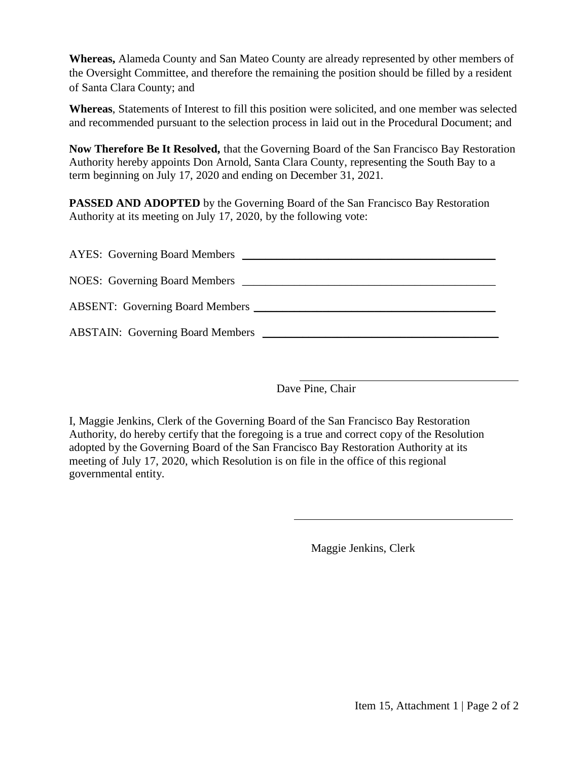**Whereas,** Alameda County and San Mateo County are already represented by other members of the Oversight Committee, and therefore the remaining the position should be filled by a resident of Santa Clara County; and

**Whereas**, Statements of Interest to fill this position were solicited, and one member was selected and recommended pursuant to the selection process in laid out in the Procedural Document; and

**Now Therefore Be It Resolved,** that the Governing Board of the San Francisco Bay Restoration Authority hereby appoints Don Arnold, Santa Clara County, representing the South Bay to a term beginning on July 17, 2020 and ending on December 31, 2021.

**PASSED AND ADOPTED** by the Governing Board of the San Francisco Bay Restoration Authority at its meeting on July 17, 2020, by the following vote:

AYES: Governing Board Members ______________________________

NOES: Governing Board Members ______________________________

ABSENT: Governing Board Members ______________________________

ABSTAIN: Governing Board Members ______________________________

______________________________

Dave Pine, Chair

I, Maggie Jenkins, Clerk of the Governing Board of the San Francisco Bay Restoration Authority, do hereby certify that the foregoing is a true and correct copy of the Resolution adopted by the Governing Board of the San Francisco Bay Restoration Authority at its meeting of July 17, 2020, which Resolution is on file in the office of this regional governmental entity.

______________________________

Maggie Jenkins, Clerk